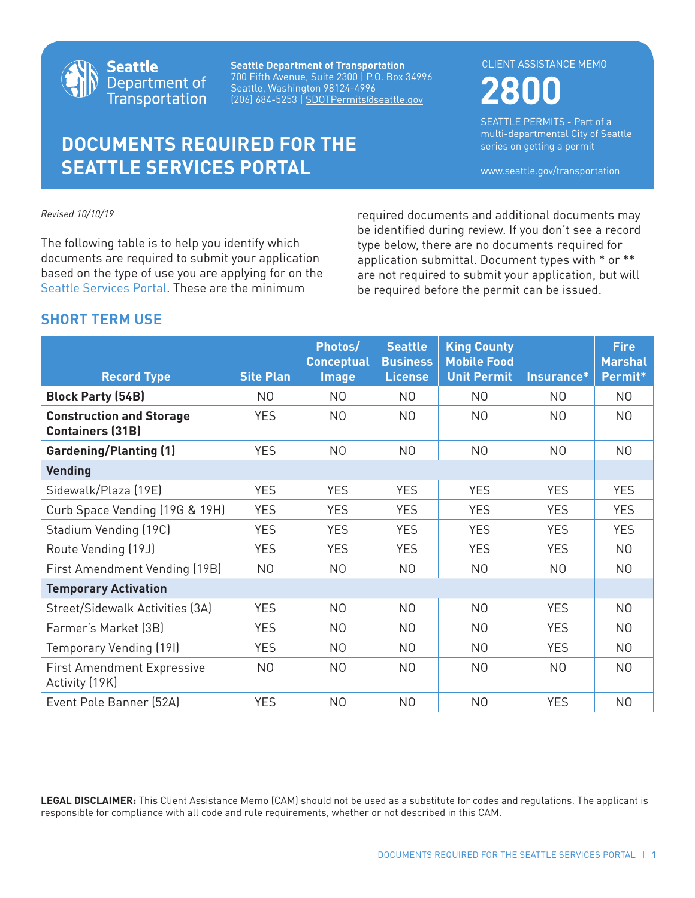**Seattle Department of Transportation**
700 Fifth Avenue, Suite 2300 | P.O. Box 34996
Seattle, Washington 98124-4996
(206) 684-5253 | SDOTPermits@seattle.gov

CLIENT ASSISTANCE MEMO

# 2800

SEATTLE PERMITS - Part of a multi-departmental City of Seattle series on getting a permit

www.seattle.gov/transportation

# DOCUMENTS REQUIRED FOR THE SEATTLE SERVICES PORTAL

*Revised 10/10/19*

The following table is to help you identify which documents are required to submit your application based on the type of use you are applying for on the Seattle Services Portal. These are the minimum required documents and additional documents may be identified during review. If you don't see a record type below, there are no documents required for application submittal. Document types with * or ** are not required to submit your application, but will be required before the permit can be issued.

## SHORT TERM USE

| Record Type | Site Plan | Photos/ Conceptual Image | Seattle Business License | King County Mobile Food Unit Permit | Insurance* | Fire Marshal Permit* |
|---|---|---|---|---|---|---|
| **Block Party (54B)** | NO | NO | NO | NO | NO | NO |
| **Construction and Storage Containers (31B)** | YES | NO | NO | NO | NO | NO |
| **Gardening/Planting (1)** | YES | NO | NO | NO | NO | NO |
| **Vending** | | | | | | |
| Sidewalk/Plaza (19E) | YES | YES | YES | YES | YES | YES |
| Curb Space Vending (19G & 19H) | YES | YES | YES | YES | YES | YES |
| Stadium Vending (19C) | YES | YES | YES | YES | YES | YES |
| Route Vending (19J) | YES | YES | YES | YES | YES | NO |
| First Amendment Vending (19B) | NO | NO | NO | NO | NO | NO |
| **Temporary Activation** | | | | | | |
| Street/Sidewalk Activities (3A) | YES | NO | NO | NO | YES | NO |
| Farmer's Market (3B) | YES | NO | NO | NO | YES | NO |
| Temporary Vending (19I) | YES | NO | NO | NO | YES | NO |
| First Amendment Expressive Activity (19K) | NO | NO | NO | NO | NO | NO |
| Event Pole Banner (52A) | YES | NO | NO | NO | YES | NO |

**LEGAL DISCLAIMER:** This Client Assistance Memo (CAM) should not be used as a substitute for codes and regulations. The applicant is responsible for compliance with all code and rule requirements, whether or not described in this CAM.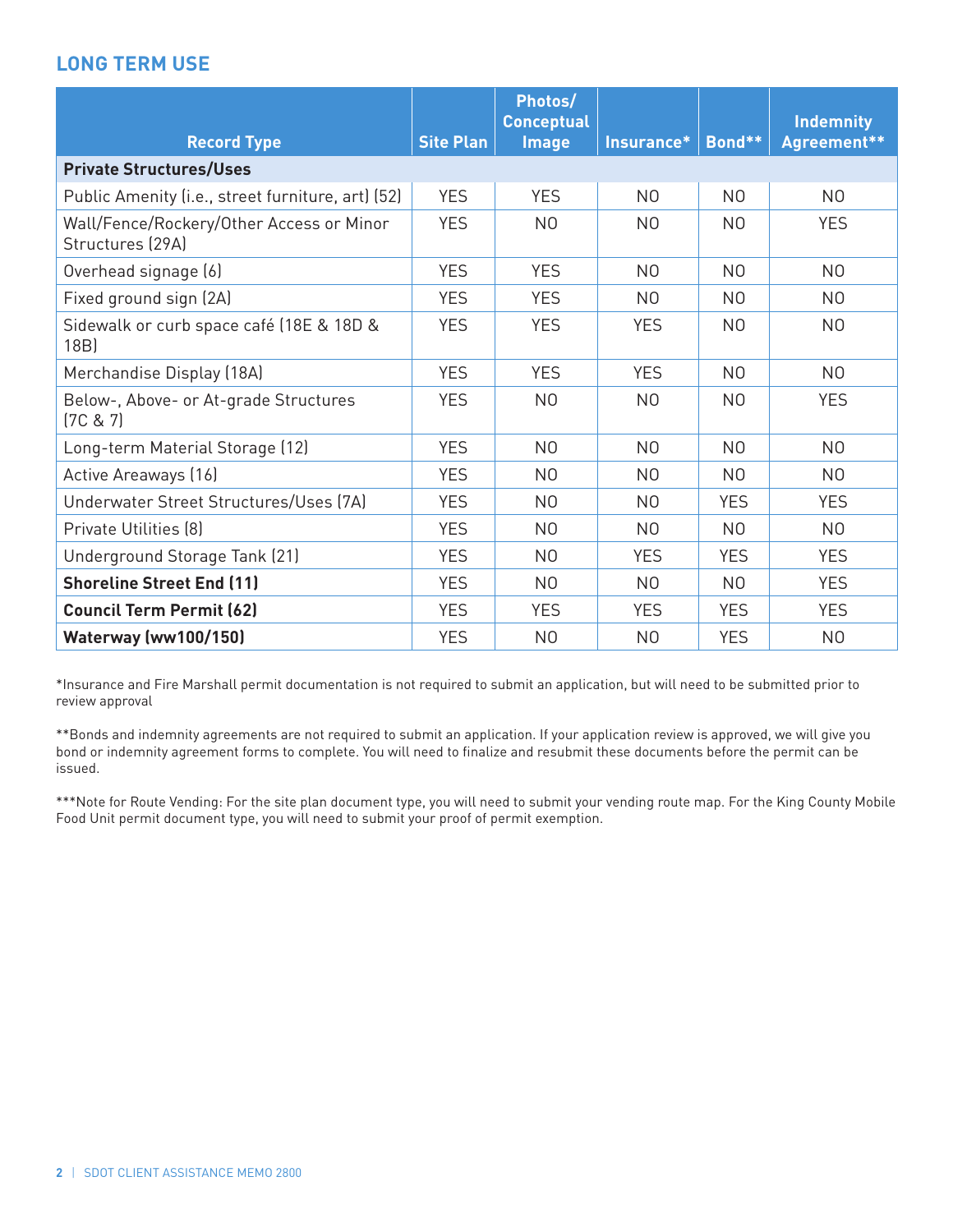## LONG TERM USE

| Record Type | Site Plan | Photos/ Conceptual Image | Insurance* | Bond** | Indemnity Agreement** |
|---|---|---|---|---|---|
| **Private Structures/Uses** | | | | | |
| Public Amenity (i.e., street furniture, art) (52) | YES | YES | NO | NO | NO |
| Wall/Fence/Rockery/Other Access or Minor Structures (29A) | YES | NO | NO | NO | YES |
| Overhead signage (6) | YES | YES | NO | NO | NO |
| Fixed ground sign (2A) | YES | YES | NO | NO | NO |
| Sidewalk or curb space café (18E & 18D & 18B) | YES | YES | YES | NO | NO |
| Merchandise Display (18A) | YES | YES | YES | NO | NO |
| Below-, Above- or At-grade Structures (7C & 7) | YES | NO | NO | NO | YES |
| Long-term Material Storage (12) | YES | NO | NO | NO | NO |
| Active Areaways (16) | YES | NO | NO | NO | NO |
| Underwater Street Structures/Uses (7A) | YES | NO | NO | YES | YES |
| Private Utilities (8) | YES | NO | NO | NO | NO |
| Underground Storage Tank (21) | YES | NO | YES | YES | YES |
| **Shoreline Street End (11)** | YES | NO | NO | NO | YES |
| **Council Term Permit (62)** | YES | YES | YES | YES | YES |
| **Waterway (ww100/150)** | YES | NO | NO | YES | NO |

*Insurance and Fire Marshall permit documentation is not required to submit an application, but will need to be submitted prior to review approval

**Bonds and indemnity agreements are not required to submit an application. If your application review is approved, we will give you bond or indemnity agreement forms to complete. You will need to finalize and resubmit these documents before the permit can be issued.

***Note for Route Vending: For the site plan document type, you will need to submit your vending route map. For the King County Mobile Food Unit permit document type, you will need to submit your proof of permit exemption.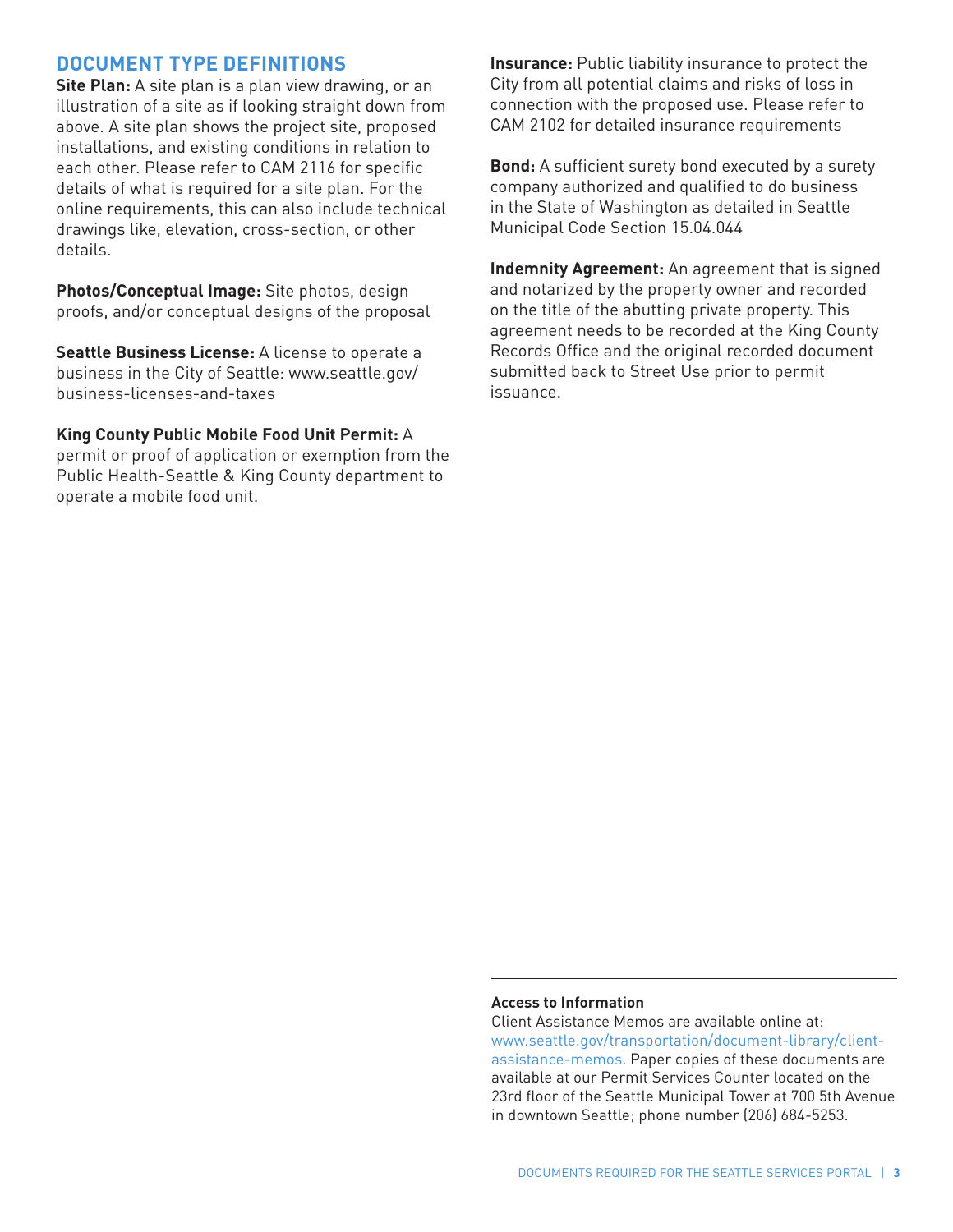## DOCUMENT TYPE DEFINITIONS

**Site Plan:** A site plan is a plan view drawing, or an illustration of a site as if looking straight down from above. A site plan shows the project site, proposed installations, and existing conditions in relation to each other. Please refer to CAM 2116 for specific details of what is required for a site plan. For the online requirements, this can also include technical drawings like, elevation, cross-section, or other details.

**Photos/Conceptual Image:** Site photos, design proofs, and/or conceptual designs of the proposal

**Seattle Business License:** A license to operate a business in the City of Seattle: www.seattle.gov/business-licenses-and-taxes

**King County Public Mobile Food Unit Permit:** A permit or proof of application or exemption from the Public Health-Seattle & King County department to operate a mobile food unit.

**Insurance:** Public liability insurance to protect the City from all potential claims and risks of loss in connection with the proposed use. Please refer to CAM 2102 for detailed insurance requirements

**Bond:** A sufficient surety bond executed by a surety company authorized and qualified to do business in the State of Washington as detailed in Seattle Municipal Code Section 15.04.044

**Indemnity Agreement:** An agreement that is signed and notarized by the property owner and recorded on the title of the abutting private property. This agreement needs to be recorded at the King County Records Office and the original recorded document submitted back to Street Use prior to permit issuance.

**Access to Information**

Client Assistance Memos are available online at: www.seattle.gov/transportation/document-library/client-assistance-memos. Paper copies of these documents are available at our Permit Services Counter located on the 23rd floor of the Seattle Municipal Tower at 700 5th Avenue in downtown Seattle; phone number (206) 684-5253.